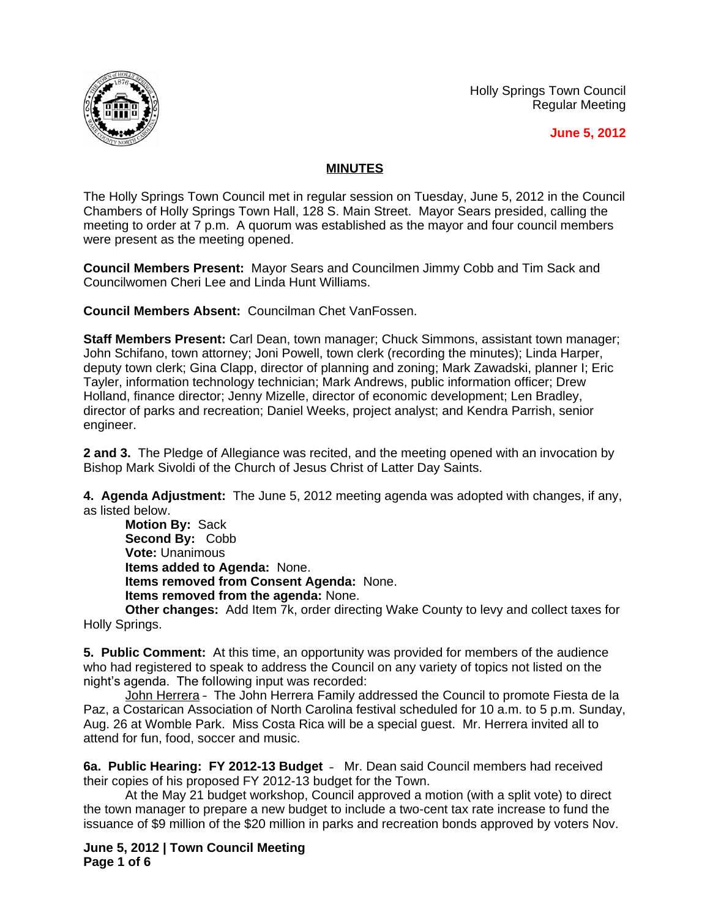Holly Springs Town Council
Regular Meeting

**June 5, 2012**

## MINUTES

The Holly Springs Town Council met in regular session on Tuesday, June 5, 2012 in the Council Chambers of Holly Springs Town Hall, 128 S. Main Street. Mayor Sears presided, calling the meeting to order at 7 p.m. A quorum was established as the mayor and four council members were present as the meeting opened.

**Council Members Present:** Mayor Sears and Councilmen Jimmy Cobb and Tim Sack and Councilwomen Cheri Lee and Linda Hunt Williams.

**Council Members Absent:** Councilman Chet VanFossen.

**Staff Members Present:** Carl Dean, town manager; Chuck Simmons, assistant town manager; John Schifano, town attorney; Joni Powell, town clerk (recording the minutes); Linda Harper, deputy town clerk; Gina Clapp, director of planning and zoning; Mark Zawadski, planner I; Eric Tayler, information technology technician; Mark Andrews, public information officer; Drew Holland, finance director; Jenny Mizelle, director of economic development; Len Bradley, director of parks and recreation; Daniel Weeks, project analyst; and Kendra Parrish, senior engineer.

**2 and 3.** The Pledge of Allegiance was recited, and the meeting opened with an invocation by Bishop Mark Sivoldi of the Church of Jesus Christ of Latter Day Saints.

**4. Agenda Adjustment:** The June 5, 2012 meeting agenda was adopted with changes, if any, as listed below.

**Motion By:** Sack
**Second By:** Cobb
**Vote:** Unanimous
**Items added to Agenda:** None.
**Items removed from Consent Agenda:** None.
**Items removed from the agenda:** None.
**Other changes:** Add Item 7k, order directing Wake County to levy and collect taxes for Holly Springs.

**5. Public Comment:** At this time, an opportunity was provided for members of the audience who had registered to speak to address the Council on any variety of topics not listed on the night's agenda. The following input was recorded:

John Herrera – The John Herrera Family addressed the Council to promote Fiesta de la Paz, a Costarican Association of North Carolina festival scheduled for 10 a.m. to 5 p.m. Sunday, Aug. 26 at Womble Park. Miss Costa Rica will be a special guest. Mr. Herrera invited all to attend for fun, food, soccer and music.

**6a. Public Hearing: FY 2012-13 Budget** – Mr. Dean said Council members had received their copies of his proposed FY 2012-13 budget for the Town.

At the May 21 budget workshop, Council approved a motion (with a split vote) to direct the town manager to prepare a new budget to include a two-cent tax rate increase to fund the issuance of $9 million of the $20 million in parks and recreation bonds approved by voters Nov.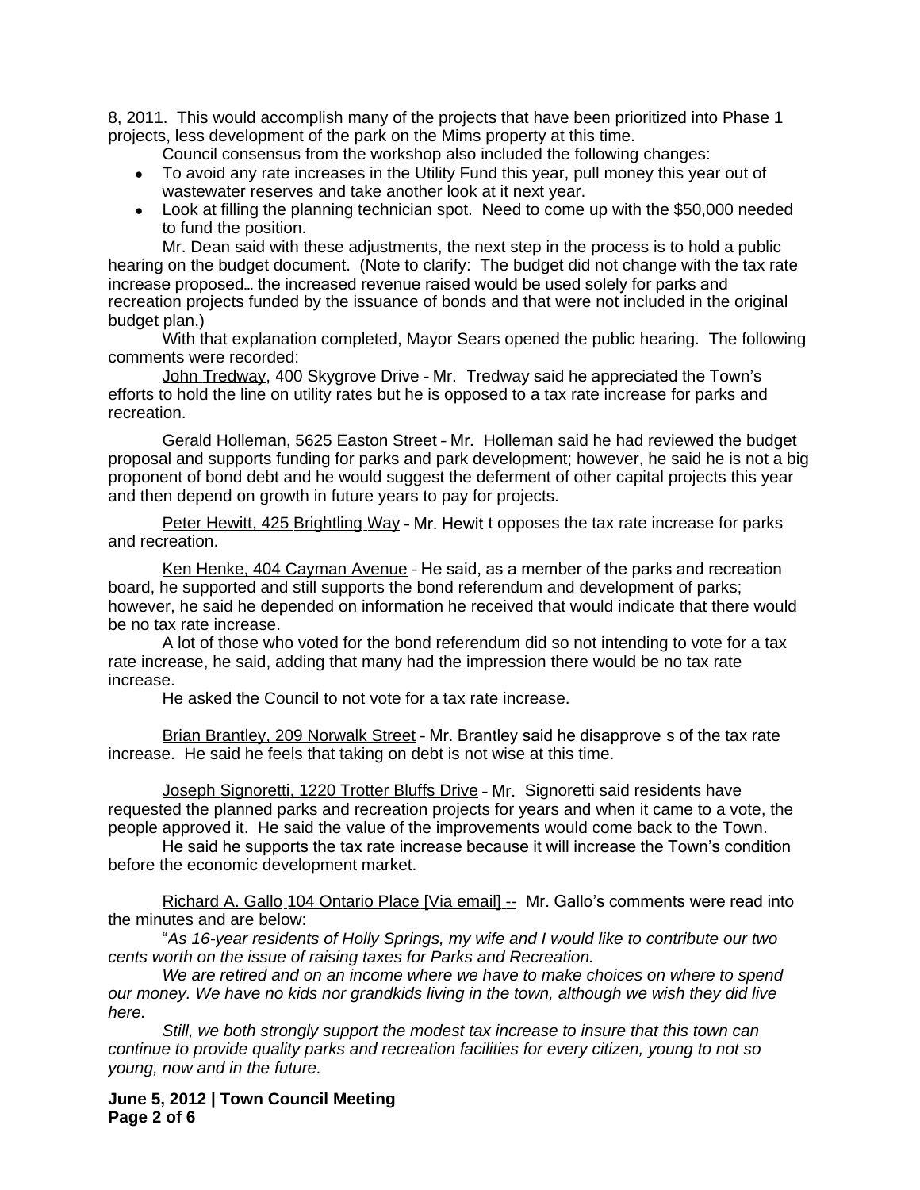8, 2011. This would accomplish many of the projects that have been prioritized into Phase 1 projects, less development of the park on the Mims property at this time.

Council consensus from the workshop also included the following changes:

- To avoid any rate increases in the Utility Fund this year, pull money this year out of wastewater reserves and take another look at it next year.
- Look at filling the planning technician spot. Need to come up with the $50,000 needed to fund the position.

Mr. Dean said with these adjustments, the next step in the process is to hold a public hearing on the budget document. (Note to clarify: The budget did not change with the tax rate increase proposed… the increased revenue raised would be used solely for parks and recreation projects funded by the issuance of bonds and that were not included in the original budget plan.)

With that explanation completed, Mayor Sears opened the public hearing. The following comments were recorded:

John Tredway, 400 Skygrove Drive – Mr. Tredway said he appreciated the Town's efforts to hold the line on utility rates but he is opposed to a tax rate increase for parks and recreation.

Gerald Holleman, 5625 Easton Street – Mr. Holleman said he had reviewed the budget proposal and supports funding for parks and park development; however, he said he is not a big proponent of bond debt and he would suggest the deferment of other capital projects this year and then depend on growth in future years to pay for projects.

Peter Hewitt, 425 Brightling Way – Mr. Hewitt opposes the tax rate increase for parks and recreation.

Ken Henke, 404 Cayman Avenue – He said, as a member of the parks and recreation board, he supported and still supports the bond referendum and development of parks; however, he said he depended on information he received that would indicate that there would be no tax rate increase.

A lot of those who voted for the bond referendum did so not intending to vote for a tax rate increase, he said, adding that many had the impression there would be no tax rate increase.

He asked the Council to not vote for a tax rate increase.

Brian Brantley, 209 Norwalk Street – Mr. Brantley said he disapproves of the tax rate increase. He said he feels that taking on debt is not wise at this time.

Joseph Signoretti, 1220 Trotter Bluffs Drive – Mr. Signoretti said residents have requested the planned parks and recreation projects for years and when it came to a vote, the people approved it. He said the value of the improvements would come back to the Town.

He said he supports the tax rate increase because it will increase the Town's condition before the economic development market.

Richard A. Gallo 104 Ontario Place [Via email] -- Mr. Gallo's comments were read into the minutes and are below:

"*As 16-year residents of Holly Springs, my wife and I would like to contribute our two cents worth on the issue of raising taxes for Parks and Recreation.*

*We are retired and on an income where we have to make choices on where to spend our money. We have no kids nor grandkids living in the town, although we wish they did live here.*

*Still, we both strongly support the modest tax increase to insure that this town can continue to provide quality parks and recreation facilities for every citizen, young to not so young, now and in the future.*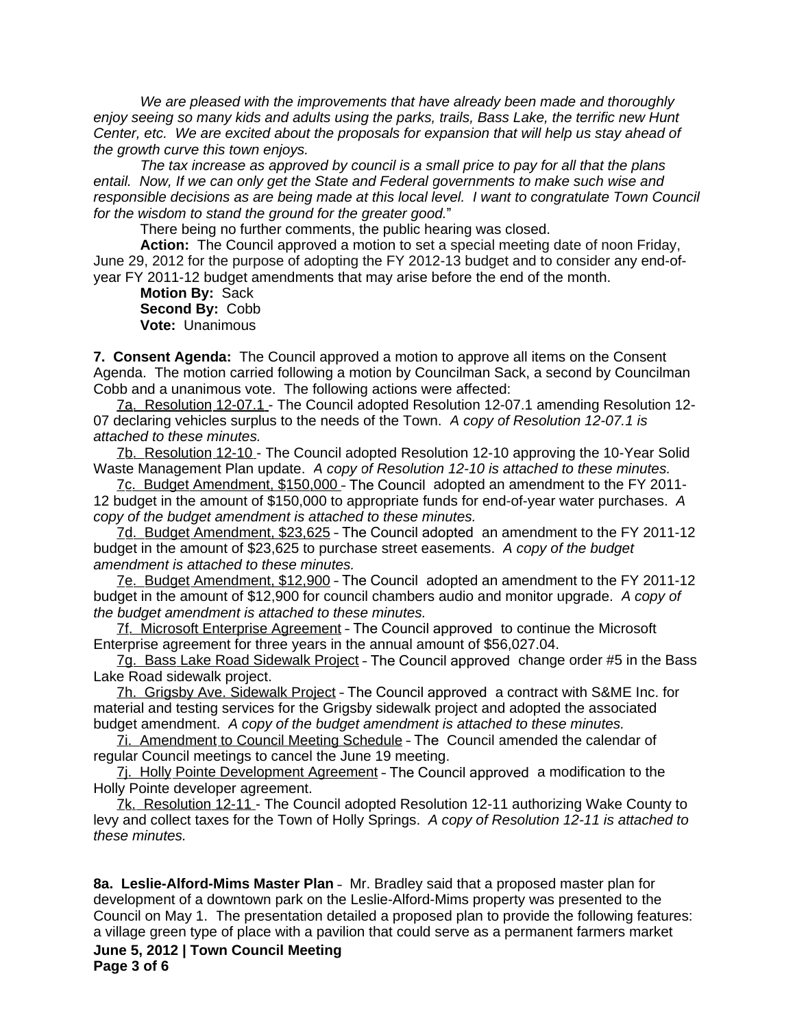*We are pleased with the improvements that have already been made and thoroughly enjoy seeing so many kids and adults using the parks, trails, Bass Lake, the terrific new Hunt Center, etc. We are excited about the proposals for expansion that will help us stay ahead of the growth curve this town enjoys.*

*The tax increase as approved by council is a small price to pay for all that the plans entail. Now, If we can only get the State and Federal governments to make such wise and responsible decisions as are being made at this local level. I want to congratulate Town Council for the wisdom to stand the ground for the greater good.*"

There being no further comments, the public hearing was closed.

**Action:** The Council approved a motion to set a special meeting date of noon Friday, June 29, 2012 for the purpose of adopting the FY 2012-13 budget and to consider any end-of-year FY 2011-12 budget amendments that may arise before the end of the month.

**Motion By:** Sack
**Second By:** Cobb
**Vote:** Unanimous

**7. Consent Agenda:** The Council approved a motion to approve all items on the Consent Agenda. The motion carried following a motion by Councilman Sack, a second by Councilman Cobb and a unanimous vote. The following actions were affected:

7a. Resolution 12-07.1 - The Council adopted Resolution 12-07.1 amending Resolution 12-07 declaring vehicles surplus to the needs of the Town. *A copy of Resolution 12-07.1 is attached to these minutes.*

7b. Resolution 12-10 - The Council adopted Resolution 12-10 approving the 10-Year Solid Waste Management Plan update. *A copy of Resolution 12-10 is attached to these minutes.*

7c. Budget Amendment, $150,000 - The Council adopted an amendment to the FY 2011-12 budget in the amount of $150,000 to appropriate funds for end-of-year water purchases. *A copy of the budget amendment is attached to these minutes.*

7d. Budget Amendment, $23,625 - The Council adopted an amendment to the FY 2011-12 budget in the amount of $23,625 to purchase street easements. *A copy of the budget amendment is attached to these minutes.*

7e. Budget Amendment, $12,900 - The Council adopted an amendment to the FY 2011-12 budget in the amount of $12,900 for council chambers audio and monitor upgrade. *A copy of the budget amendment is attached to these minutes.*

7f. Microsoft Enterprise Agreement - The Council approved to continue the Microsoft Enterprise agreement for three years in the annual amount of $56,027.04.

7g. Bass Lake Road Sidewalk Project - The Council approved change order #5 in the Bass Lake Road sidewalk project.

7h. Grigsby Ave. Sidewalk Project - The Council approved a contract with S&ME Inc. for material and testing services for the Grigsby sidewalk project and adopted the associated budget amendment. *A copy of the budget amendment is attached to these minutes.*

7i. Amendment to Council Meeting Schedule - The Council amended the calendar of regular Council meetings to cancel the June 19 meeting.

7j. Holly Pointe Development Agreement - The Council approved a modification to the Holly Pointe developer agreement.

7k. Resolution 12-11 - The Council adopted Resolution 12-11 authorizing Wake County to levy and collect taxes for the Town of Holly Springs. *A copy of Resolution 12-11 is attached to these minutes.*

**8a. Leslie-Alford-Mims Master Plan** – Mr. Bradley said that a proposed master plan for development of a downtown park on the Leslie-Alford-Mims property was presented to the Council on May 1. The presentation detailed a proposed plan to provide the following features: a village green type of place with a pavilion that could serve as a permanent farmers market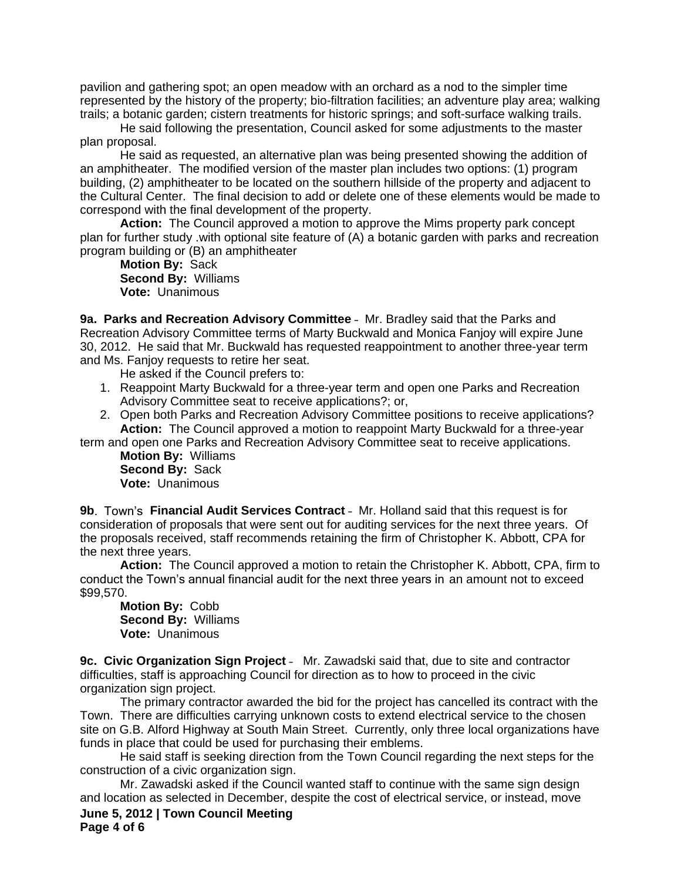pavilion and gathering spot; an open meadow with an orchard as a nod to the simpler time represented by the history of the property; bio-filtration facilities; an adventure play area; walking trails; a botanic garden; cistern treatments for historic springs; and soft-surface walking trails.

He said following the presentation, Council asked for some adjustments to the master plan proposal.

He said as requested, an alternative plan was being presented showing the addition of an amphitheater. The modified version of the master plan includes two options: (1) program building, (2) amphitheater to be located on the southern hillside of the property and adjacent to the Cultural Center. The final decision to add or delete one of these elements would be made to correspond with the final development of the property.

**Action:** The Council approved a motion to approve the Mims property park concept plan for further study .with optional site feature of (A) a botanic garden with parks and recreation program building or (B) an amphitheater

**Motion By:** Sack
**Second By:** Williams
**Vote:** Unanimous

**9a. Parks and Recreation Advisory Committee** – Mr. Bradley said that the Parks and Recreation Advisory Committee terms of Marty Buckwald and Monica Fanjoy will expire June 30, 2012. He said that Mr. Buckwald has requested reappointment to another three-year term and Ms. Fanjoy requests to retire her seat.

He asked if the Council prefers to:

1. Reappoint Marty Buckwald for a three-year term and open one Parks and Recreation Advisory Committee seat to receive applications?; or,
2. Open both Parks and Recreation Advisory Committee positions to receive applications?

**Action:** The Council approved a motion to reappoint Marty Buckwald for a three-year term and open one Parks and Recreation Advisory Committee seat to receive applications.

**Motion By:** Williams
**Second By:** Sack
**Vote:** Unanimous

**9b**. Town's **Financial Audit Services Contract** – Mr. Holland said that this request is for consideration of proposals that were sent out for auditing services for the next three years. Of the proposals received, staff recommends retaining the firm of Christopher K. Abbott, CPA for the next three years.

**Action:** The Council approved a motion to retain the Christopher K. Abbott, CPA, firm to conduct the Town's annual financial audit for the next three years in an amount not to exceed $99,570.

**Motion By:** Cobb
**Second By:** Williams
**Vote:** Unanimous

**9c. Civic Organization Sign Project** – Mr. Zawadski said that, due to site and contractor difficulties, staff is approaching Council for direction as to how to proceed in the civic organization sign project.

The primary contractor awarded the bid for the project has cancelled its contract with the Town. There are difficulties carrying unknown costs to extend electrical service to the chosen site on G.B. Alford Highway at South Main Street. Currently, only three local organizations have funds in place that could be used for purchasing their emblems.

He said staff is seeking direction from the Town Council regarding the next steps for the construction of a civic organization sign.

Mr. Zawadski asked if the Council wanted staff to continue with the same sign design and location as selected in December, despite the cost of electrical service, or instead, move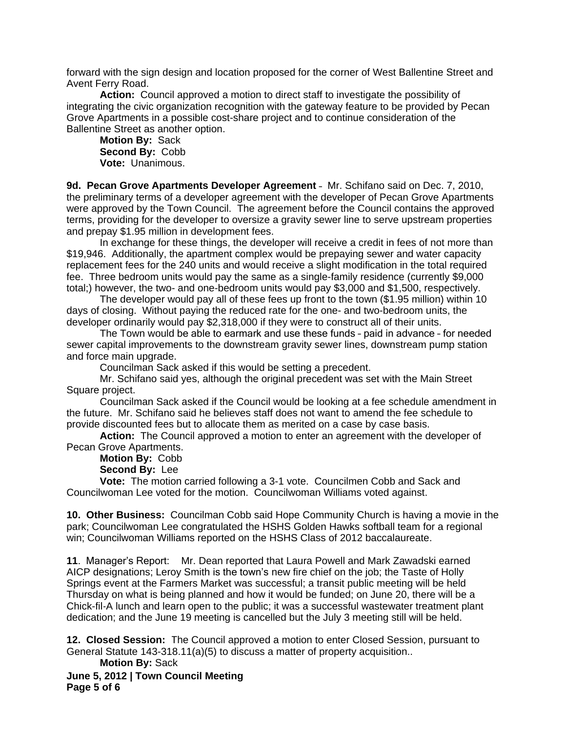forward with the sign design and location proposed for the corner of West Ballentine Street and Avent Ferry Road.

**Action:** Council approved a motion to direct staff to investigate the possibility of integrating the civic organization recognition with the gateway feature to be provided by Pecan Grove Apartments in a possible cost-share project and to continue consideration of the Ballentine Street as another option.

**Motion By:** Sack
**Second By:** Cobb
**Vote:** Unanimous.

**9d. Pecan Grove Apartments Developer Agreement** – Mr. Schifano said on Dec. 7, 2010, the preliminary terms of a developer agreement with the developer of Pecan Grove Apartments were approved by the Town Council. The agreement before the Council contains the approved terms, providing for the developer to oversize a gravity sewer line to serve upstream properties and prepay $1.95 million in development fees.

In exchange for these things, the developer will receive a credit in fees of not more than $19,946. Additionally, the apartment complex would be prepaying sewer and water capacity replacement fees for the 240 units and would receive a slight modification in the total required fee. Three bedroom units would pay the same as a single-family residence (currently $9,000 total;) however, the two- and one-bedroom units would pay $3,000 and $1,500, respectively.

The developer would pay all of these fees up front to the town ($1.95 million) within 10 days of closing. Without paying the reduced rate for the one- and two-bedroom units, the developer ordinarily would pay $2,318,000 if they were to construct all of their units.

The Town would be able to earmark and use these funds – paid in advance – for needed sewer capital improvements to the downstream gravity sewer lines, downstream pump station and force main upgrade.

Councilman Sack asked if this would be setting a precedent.

Mr. Schifano said yes, although the original precedent was set with the Main Street Square project.

Councilman Sack asked if the Council would be looking at a fee schedule amendment in the future. Mr. Schifano said he believes staff does not want to amend the fee schedule to provide discounted fees but to allocate them as merited on a case by case basis.

**Action:** The Council approved a motion to enter an agreement with the developer of Pecan Grove Apartments.

**Motion By:** Cobb
**Second By:** Lee
**Vote:** The motion carried following a 3-1 vote. Councilmen Cobb and Sack and Councilwoman Lee voted for the motion. Councilwoman Williams voted against.

**10. Other Business:** Councilman Cobb said Hope Community Church is having a movie in the park; Councilwoman Lee congratulated the HSHS Golden Hawks softball team for a regional win; Councilwoman Williams reported on the HSHS Class of 2012 baccalaureate.

**11**. Manager's Report: Mr. Dean reported that Laura Powell and Mark Zawadski earned AICP designations; Leroy Smith is the town's new fire chief on the job; the Taste of Holly Springs event at the Farmers Market was successful; a transit public meeting will be held Thursday on what is being planned and how it would be funded; on June 20, there will be a Chick-fil-A lunch and learn open to the public; it was a successful wastewater treatment plant dedication; and the June 19 meeting is cancelled but the July 3 meeting still will be held.

**12. Closed Session:** The Council approved a motion to enter Closed Session, pursuant to General Statute 143-318.11(a)(5) to discuss a matter of property acquisition..

**Motion By:** Sack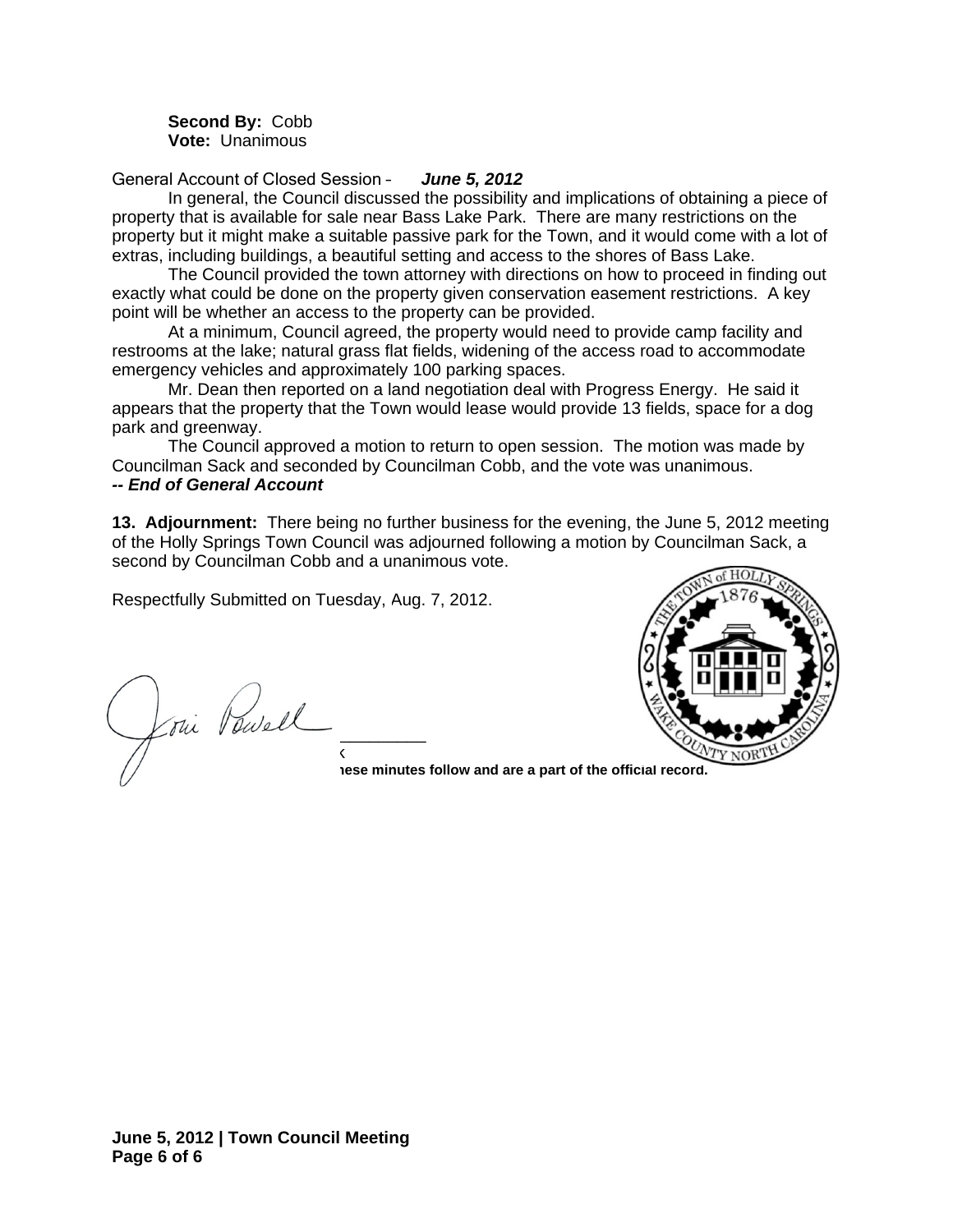**Second By:** Cobb
**Vote:** Unanimous

General Account of Closed Session – ***June 5, 2012***

In general, the Council discussed the possibility and implications of obtaining a piece of property that is available for sale near Bass Lake Park. There are many restrictions on the property but it might make a suitable passive park for the Town, and it would come with a lot of extras, including buildings, a beautiful setting and access to the shores of Bass Lake.

The Council provided the town attorney with directions on how to proceed in finding out exactly what could be done on the property given conservation easement restrictions. A key point will be whether an access to the property can be provided.

At a minimum, Council agreed, the property would need to provide camp facility and restrooms at the lake; natural grass flat fields, widening of the access road to accommodate emergency vehicles and approximately 100 parking spaces.

Mr. Dean then reported on a land negotiation deal with Progress Energy. He said it appears that the property that the Town would lease would provide 13 fields, space for a dog park and greenway.

The Council approved a motion to return to open session. The motion was made by Councilman Sack and seconded by Councilman Cobb, and the vote was unanimous.

***-- End of General Account***

**13. Adjournment:** There being no further business for the evening, the June 5, 2012 meeting of the Holly Springs Town Council was adjourned following a motion by Councilman Sack, a second by Councilman Cobb and a unanimous vote.

Respectfully Submitted on Tuesday, Aug. 7, 2012.

Joni Powell

**...hese minutes follow and are a part of the official record.**